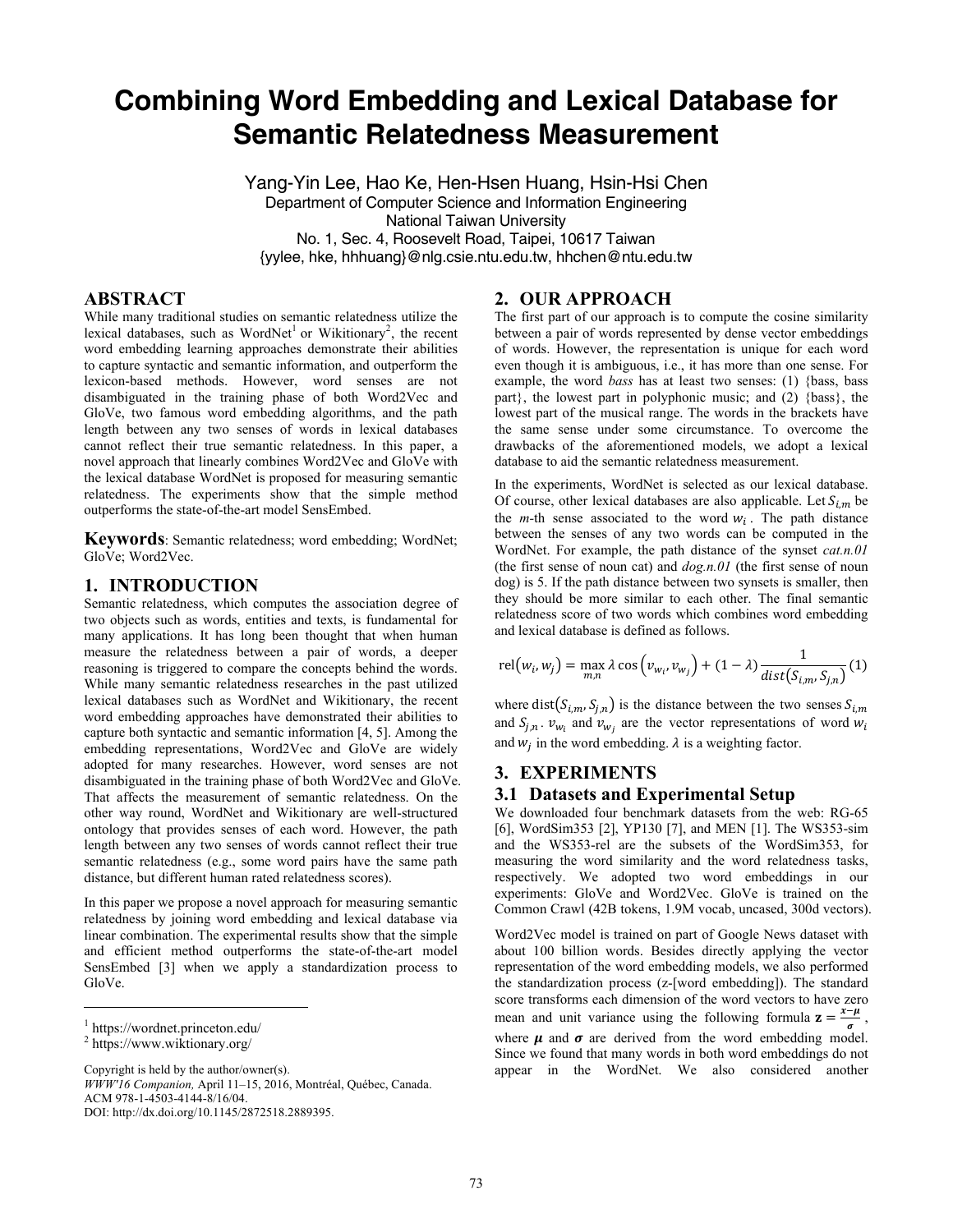# Combining Word Embedding and Lexical Database for Semantic Relatedness Measurement

Yang-Yin Lee, Hao Ke, Hen-Hsen Huang, Hsin-Hsi Chen

Department of Computer Science and Information Engineering
National Taiwan University
No. 1, Sec. 4, Roosevelt Road, Taipei, 10617 Taiwan
{yylee, hke, hhhuang}@nlg.csie.ntu.edu.tw, hhchen@ntu.edu.tw

## ABSTRACT

While many traditional studies on semantic relatedness utilize the lexical databases, such as WordNet[1] or Wikitionary[2], the recent word embedding learning approaches demonstrate their abilities to capture syntactic and semantic information, and outperform the lexicon-based methods. However, word senses are not disambiguated in the training phase of both Word2Vec and GloVe, two famous word embedding algorithms, and the path length between any two senses of words in lexical databases cannot reflect their true semantic relatedness. In this paper, a novel approach that linearly combines Word2Vec and GloVe with the lexical database WordNet is proposed for measuring semantic relatedness. The experiments show that the simple method outperforms the state-of-the-art model SensEmbed.

**Keywords**: Semantic relatedness; word embedding; WordNet; GloVe; Word2Vec.

## 1. INTRODUCTION

Semantic relatedness, which computes the association degree of two objects such as words, entities and texts, is fundamental for many applications. It has long been thought that when human measure the relatedness between a pair of words, a deeper reasoning is triggered to compare the concepts behind the words. While many semantic relatedness researches in the past utilized lexical databases such as WordNet and Wikitionary, the recent word embedding approaches have demonstrated their abilities to capture both syntactic and semantic information [4, 5]. Among the embedding representations, Word2Vec and GloVe are widely adopted for many researches. However, word senses are not disambiguated in the training phase of both Word2Vec and GloVe. That affects the measurement of semantic relatedness. On the other way round, WordNet and Wikitionary are well-structured ontology that provides senses of each word. However, the path length between any two senses of words cannot reflect their true semantic relatedness (e.g., some word pairs have the same path distance, but different human rated relatedness scores).

In this paper we propose a novel approach for measuring semantic relatedness by joining word embedding and lexical database via linear combination. The experimental results show that the simple and efficient method outperforms the state-of-the-art model SensEmbed [3] when we apply a standardization process to GloVe.

[1] https://wordnet.princeton.edu/

[2] https://www.wiktionary.org/

Copyright is held by the author/owner(s).
*WWW'16 Companion,* April 11–15, 2016, Montréal, Québec, Canada.
ACM 978-1-4503-4144-8/16/04.
DOI: http://dx.doi.org/10.1145/2872518.2889395.

## 2. OUR APPROACH

The first part of our approach is to compute the cosine similarity between a pair of words represented by dense vector embeddings of words. However, the representation is unique for each word even though it is ambiguous, i.e., it has more than one sense. For example, the word *bass* has at least two senses: (1) {bass, bass part}, the lowest part in polyphonic music; and (2) {bass}, the lowest part of the musical range. The words in the brackets have the same sense under some circumstance. To overcome the drawbacks of the aforementioned models, we adopt a lexical database to aid the semantic relatedness measurement.

In the experiments, WordNet is selected as our lexical database. Of course, other lexical databases are also applicable. Let $S_{i,m}$ be the *m*-th sense associated to the word $w_i$. The path distance between the senses of any two words can be computed in the WordNet. For example, the path distance of the synset *cat.n.01* (the first sense of noun cat) and *dog.n.01* (the first sense of noun dog) is 5. If the path distance between two synsets is smaller, then they should be more similar to each other. The final semantic relatedness score of two words which combines word embedding and lexical database is defined as follows.

$$\mathrm{rel}(w_i, w_j) = \max_{m,n} \lambda \cos\left(v_{w_i}, v_{w_j}\right) + (1-\lambda)\frac{1}{dist(S_{i,m}, S_{j,n})} \quad (1)$$

where $\mathrm{dist}(S_{i,m}, S_{j,n})$ is the distance between the two senses $S_{i,m}$ and $S_{j,n}$. $v_{w_i}$ and $v_{w_j}$ are the vector representations of word $w_i$ and $w_j$ in the word embedding. $\lambda$ is a weighting factor.

## 3. EXPERIMENTS

### 3.1 Datasets and Experimental Setup

We downloaded four benchmark datasets from the web: RG-65 [6], WordSim353 [2], YP130 [7], and MEN [1]. The WS353-sim and the WS353-rel are the subsets of the WordSim353, for measuring the word similarity and the word relatedness tasks, respectively. We adopted two word embeddings in our experiments: GloVe and Word2Vec. GloVe is trained on the Common Crawl (42B tokens, 1.9M vocab, uncased, 300d vectors).

Word2Vec model is trained on part of Google News dataset with about 100 billion words. Besides directly applying the vector representation of the word embedding models, we also performed the standardization process (z-[word embedding]). The standard score transforms each dimension of the word vectors to have zero mean and unit variance using the following formula $\mathbf{z} = \frac{x-\boldsymbol{\mu}}{\boldsymbol{\sigma}}$, where $\boldsymbol{\mu}$ and $\boldsymbol{\sigma}$ are derived from the word embedding model. Since we found that many words in both word embeddings do not appear in the WordNet. We also considered another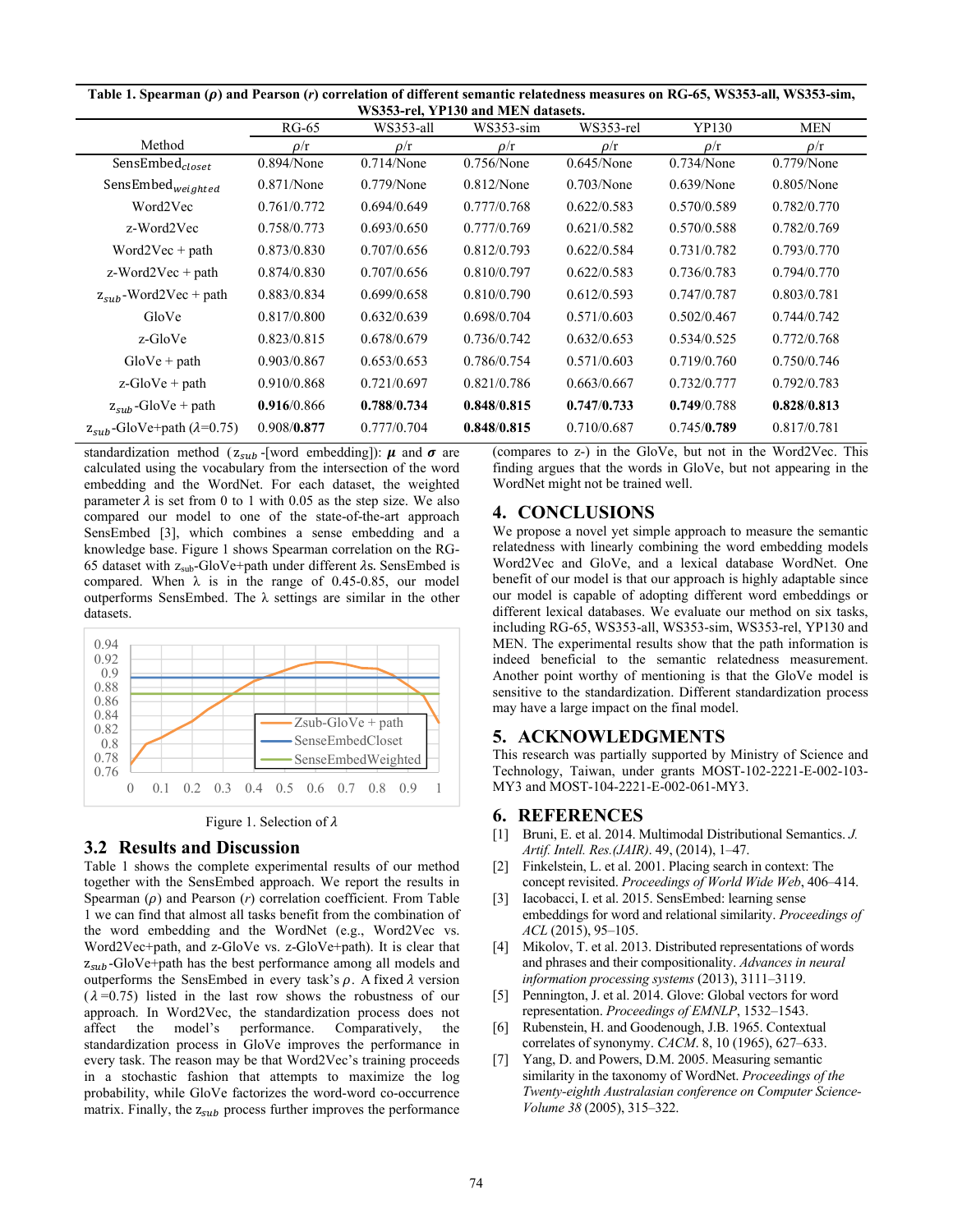**Table 1. Spearman ($\rho$) and Pearson ($r$) correlation of different semantic relatedness measures on RG-65, WS353-all, WS353-sim, WS353-rel, YP130 and MEN datasets.**

| Method | RG-65 | WS353-all | WS353-sim | WS353-rel | YP130 | MEN |
|---|---|---|---|---|---|---|
| | $\rho$/r | $\rho$/r | $\rho$/r | $\rho$/r | $\rho$/r | $\rho$/r |
| SensEmbed$_{closet}$ | 0.894/None | 0.714/None | 0.756/None | 0.645/None | 0.734/None | 0.779/None |
| SensEmbed$_{weighted}$ | 0.871/None | 0.779/None | 0.812/None | 0.703/None | 0.639/None | 0.805/None |
| Word2Vec | 0.761/0.772 | 0.694/0.649 | 0.777/0.768 | 0.622/0.583 | 0.570/0.589 | 0.782/0.770 |
| z-Word2Vec | 0.758/0.773 | 0.693/0.650 | 0.777/0.769 | 0.621/0.582 | 0.570/0.588 | 0.782/0.769 |
| Word2Vec + path | 0.873/0.830 | 0.707/0.656 | 0.812/0.793 | 0.622/0.584 | 0.731/0.782 | 0.793/0.770 |
| z-Word2Vec + path | 0.874/0.830 | 0.707/0.656 | 0.810/0.797 | 0.622/0.583 | 0.736/0.783 | 0.794/0.770 |
| z$_{sub}$-Word2Vec + path | 0.883/0.834 | 0.699/0.658 | 0.810/0.790 | 0.612/0.593 | 0.747/0.787 | 0.803/0.781 |
| GloVe | 0.817/0.800 | 0.632/0.639 | 0.698/0.704 | 0.571/0.603 | 0.502/0.467 | 0.744/0.742 |
| z-GloVe | 0.823/0.815 | 0.678/0.679 | 0.736/0.742 | 0.632/0.653 | 0.534/0.525 | 0.772/0.768 |
| GloVe + path | 0.903/0.867 | 0.653/0.653 | 0.786/0.754 | 0.571/0.603 | 0.719/0.760 | 0.750/0.746 |
| z-GloVe + path | 0.910/0.868 | 0.721/0.697 | 0.821/0.786 | 0.663/0.667 | 0.732/0.777 | 0.792/0.783 |
| z$_{sub}$-GloVe + path | **0.916**/0.866 | **0.788**/**0.734** | **0.848**/**0.815** | **0.747**/**0.733** | **0.749**/0.788 | **0.828**/**0.813** |
| z$_{sub}$-GloVe+path ($\lambda$=0.75) | 0.908/**0.877** | 0.777/0.704 | **0.848**/**0.815** | 0.710/0.687 | 0.745/**0.789** | 0.817/0.781 |

standardization method (z$_{sub}$-[word embedding]): $\boldsymbol{\mu}$ and $\boldsymbol{\sigma}$ are calculated using the vocabulary from the intersection of the word embedding and the WordNet. For each dataset, the weighted parameter $\lambda$ is set from 0 to 1 with 0.05 as the step size. We also compared our model to one of the state-of-the-art approach SensEmbed [3], which combines a sense embedding and a knowledge base. Figure 1 shows Spearman correlation on the RG-65 dataset with z$_{sub}$-GloVe+path under different $\lambda$s. SensEmbed is compared. When $\lambda$ is in the range of 0.45-0.85, our model outperforms SensEmbed. The $\lambda$ settings are similar in the other datasets.

0.94
0.92
0.9
0.88
0.86
0.84
0.82
0.8
0.78
0.76
0 0.1 0.2 0.3 0.4 0.5 0.6 0.7 0.8 0.9 1
Zsub-GloVe + path
SenseEmbedCloset
SenseEmbedWeighted

Figure 1. Selection of $\lambda$

## 3.2 Results and Discussion

Table 1 shows the complete experimental results of our method together with the SensEmbed approach. We report the results in Spearman ($\rho$) and Pearson ($r$) correlation coefficient. From Table 1 we can find that almost all tasks benefit from the combination of the word embedding and the WordNet (e.g., Word2Vec vs. Word2Vec+path, and z-GloVe vs. z-GloVe+path). It is clear that z$_{sub}$-GloVe+path has the best performance among all models and outperforms the SensEmbed in every task's $\rho$. A fixed $\lambda$ version ($\lambda$=0.75) listed in the last row shows the robustness of our approach. In Word2Vec, the standardization process does not affect the model's performance. Comparatively, the standardization process in GloVe improves the performance in every task. The reason may be that Word2Vec's training proceeds in a stochastic fashion that attempts to maximize the log probability, while GloVe factorizes the word-word co-occurrence matrix. Finally, the z$_{sub}$ process further improves the performance (compares to z-) in the GloVe, but not in the Word2Vec. This finding argues that the words in GloVe, but not appearing in the WordNet might not be trained well.

# 4. CONCLUSIONS

We propose a novel yet simple approach to measure the semantic relatedness with linearly combining the word embedding models Word2Vec and GloVe, and a lexical database WordNet. One benefit of our model is that our approach is highly adaptable since our model is capable of adopting different word embeddings or different lexical databases. We evaluate our method on six tasks, including RG-65, WS353-all, WS353-sim, WS353-rel, YP130 and MEN. The experimental results show that the path information is indeed beneficial to the semantic relatedness measurement. Another point worthy of mentioning is that the GloVe model is sensitive to the standardization. Different standardization process may have a large impact on the final model.

# 5. ACKNOWLEDGMENTS

This research was partially supported by Ministry of Science and Technology, Taiwan, under grants MOST-102-2221-E-002-103-MY3 and MOST-104-2221-E-002-061-MY3.

# 6. REFERENCES

[1] Bruni, E. et al. 2014. Multimodal Distributional Semantics. *J. Artif. Intell. Res.(JAIR)*. 49, (2014), 1–47.

[2] Finkelstein, L. et al. 2001. Placing search in context: The concept revisited. *Proceedings of World Wide Web*, 406–414.

[3] Iacobacci, I. et al. 2015. SensEmbed: learning sense embeddings for word and relational similarity. *Proceedings of ACL* (2015), 95–105.

[4] Mikolov, T. et al. 2013. Distributed representations of words and phrases and their compositionality. *Advances in neural information processing systems* (2013), 3111–3119.

[5] Pennington, J. et al. 2014. Glove: Global vectors for word representation. *Proceedings of EMNLP*, 1532–1543.

[6] Rubenstein, H. and Goodenough, J.B. 1965. Contextual correlates of synonymy. *CACM*. 8, 10 (1965), 627–633.

[7] Yang, D. and Powers, D.M. 2005. Measuring semantic similarity in the taxonomy of WordNet. *Proceedings of the Twenty-eighth Australasian conference on Computer Science-Volume 38* (2005), 315–322.